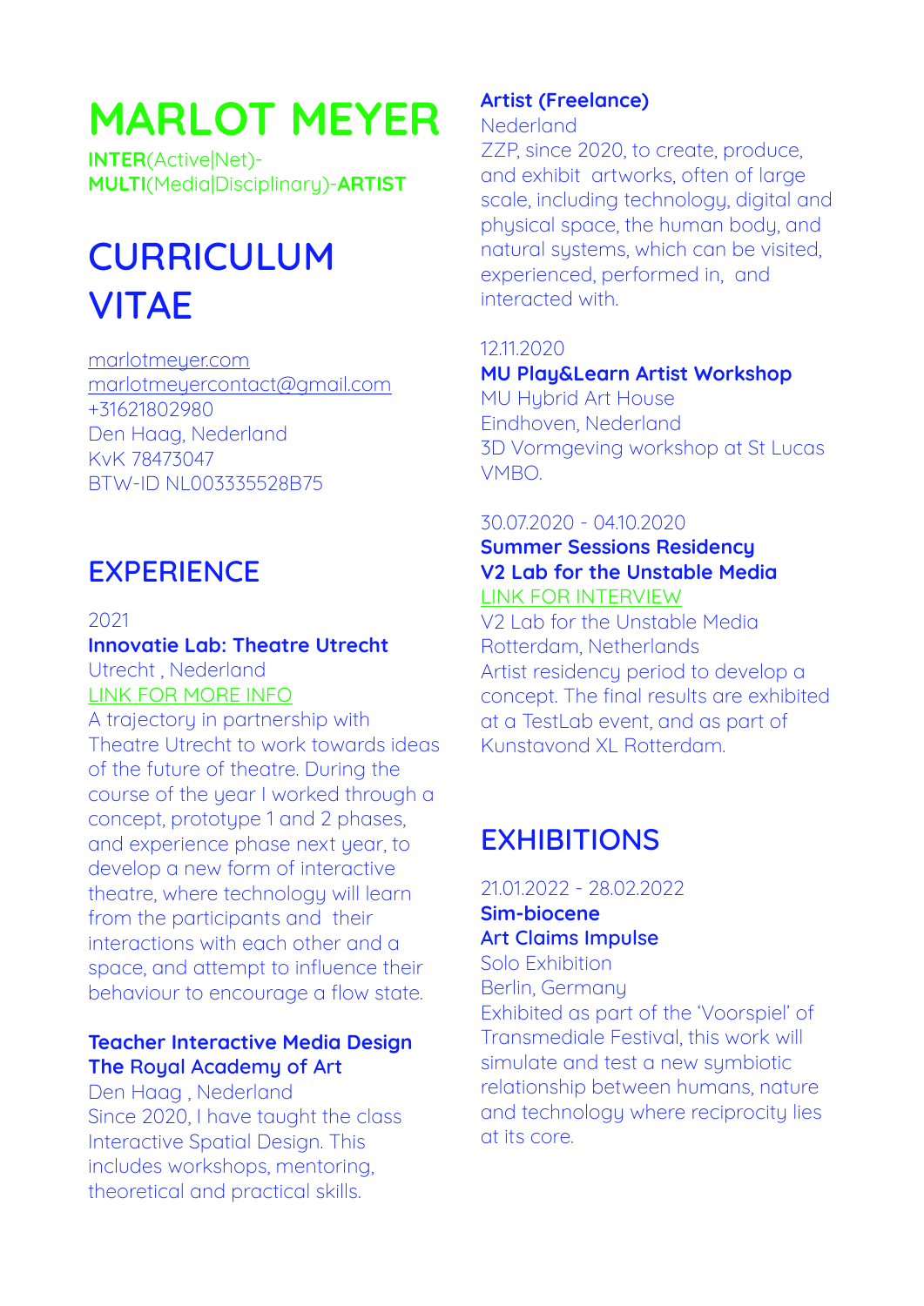# MARLOT MEYER

**INTER**(Active|Net)-
**MULTI**(Media|Disciplinary)-**ARTIST**

# CURRICULUM VITAE

marlotmeyer.com
marlotmeyercontact@gmail.com
+31621802980
Den Haag, Nederland
KvK 78473047
BTW-ID NL003335528B75

## EXPERIENCE

2021
**Innovatie Lab: Theatre Utrecht**
Utrecht , Nederland
LINK FOR MORE INFO
A trajectory in partnership with Theatre Utrecht to work towards ideas of the future of theatre. During the course of the year I worked through a concept, prototype 1 and 2 phases, and experience phase next year, to develop a new form of interactive theatre, where technology will learn from the participants and their interactions with each other and a space, and attempt to influence their behaviour to encourage a flow state.

**Teacher Interactive Media Design**
**The Royal Academy of Art**
Den Haag , Nederland
Since 2020, I have taught the class Interactive Spatial Design. This includes workshops, mentoring, theoretical and practical skills.

**Artist (Freelance)**
Nederland
ZZP, since 2020, to create, produce, and exhibit artworks, often of large scale, including technology, digital and physical space, the human body, and natural systems, which can be visited, experienced, performed in, and interacted with.

12.11.2020
**MU Play&Learn Artist Workshop**
MU Hybrid Art House
Eindhoven, Nederland
3D Vormgeving workshop at St Lucas VMBO.

30.07.2020 - 04.10.2020
**Summer Sessions Residency**
**V2 Lab for the Unstable Media**
LINK FOR INTERVIEW
V2 Lab for the Unstable Media
Rotterdam, Netherlands
Artist residency period to develop a concept. The final results are exhibited at a TestLab event, and as part of Kunstavond XL Rotterdam.

## EXHIBITIONS

21.01.2022 - 28.02.2022
**Sim-biocene**
**Art Claims Impulse**
Solo Exhibition
Berlin, Germany
Exhibited as part of the 'Voorspiel' of Transmediale Festival, this work will simulate and test a new symbiotic relationship between humans, nature and technology where reciprocity lies at its core.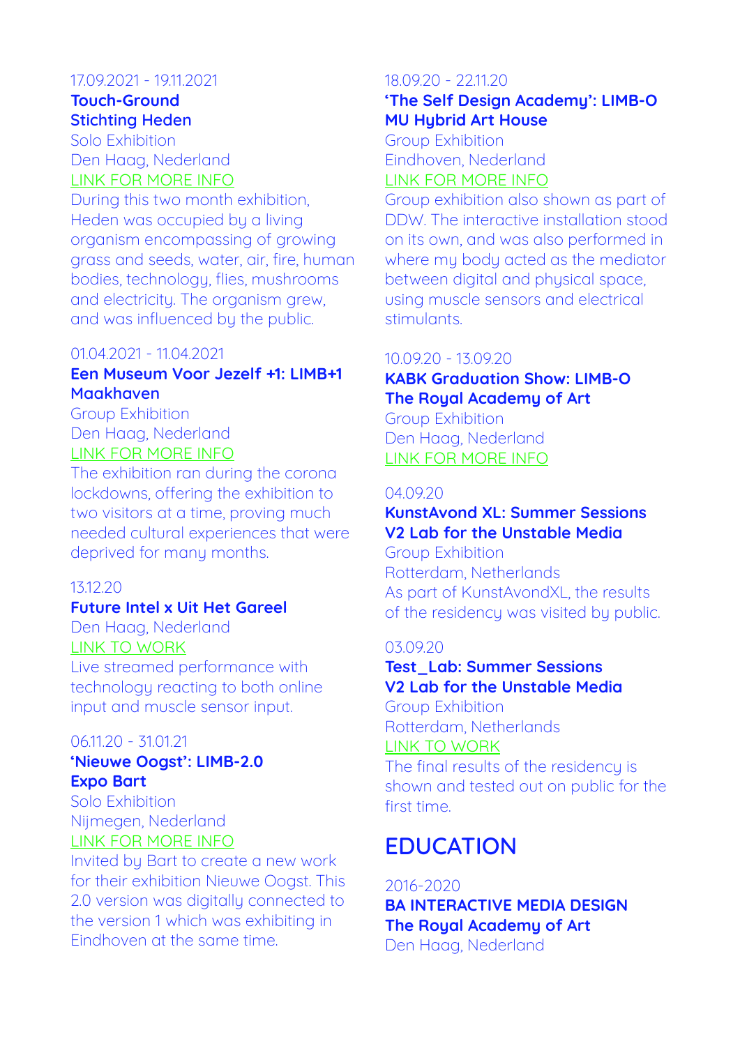17.09.2021 - 19.11.2021
**Touch-Ground**
**Stichting Heden**
Solo Exhibition
Den Haag, Nederland
LINK FOR MORE INFO
During this two month exhibition, Heden was occupied by a living organism encompassing of growing grass and seeds, water, air, fire, human bodies, technology, flies, mushrooms and electricity. The organism grew, and was influenced by the public.

01.04.2021 - 11.04.2021
**Een Museum Voor Jezelf +1: LIMB+1**
**Maakhaven**
Group Exhibition
Den Haag, Nederland
LINK FOR MORE INFO
The exhibition ran during the corona lockdowns, offering the exhibition to two visitors at a time, proving much needed cultural experiences that were deprived for many months.

13.12.20
**Future Intel x Uit Het Gareel**
Den Haag, Nederland
LINK TO WORK
Live streamed performance with technology reacting to both online input and muscle sensor input.

06.11.20 - 31.01.21
**'Nieuwe Oogst': LIMB-2.0**
**Expo Bart**
Solo Exhibition
Nijmegen, Nederland
LINK FOR MORE INFO
Invited by Bart to create a new work for their exhibition Nieuwe Oogst. This 2.0 version was digitally connected to the version 1 which was exhibiting in Eindhoven at the same time.

18.09.20 - 22.11.20
**'The Self Design Academy': LIMB-O**
**MU Hybrid Art House**
Group Exhibition
Eindhoven, Nederland
LINK FOR MORE INFO
Group exhibition also shown as part of DDW. The interactive installation stood on its own, and was also performed in where my body acted as the mediator between digital and physical space, using muscle sensors and electrical stimulants.

10.09.20 - 13.09.20
**KABK Graduation Show: LIMB-O**
**The Royal Academy of Art**
Group Exhibition
Den Haag, Nederland
LINK FOR MORE INFO

04.09.20
**KunstAvond XL: Summer Sessions**
**V2 Lab for the Unstable Media**
Group Exhibition
Rotterdam, Netherlands
As part of KunstAvondXL, the results of the residency was visited by public.

03.09.20
**Test_Lab: Summer Sessions**
**V2 Lab for the Unstable Media**
Group Exhibition
Rotterdam, Netherlands
LINK TO WORK
The final results of the residency is shown and tested out on public for the first time.

## EDUCATION

2016-2020
**BA INTERACTIVE MEDIA DESIGN**
**The Royal Academy of Art**
Den Haag, Nederland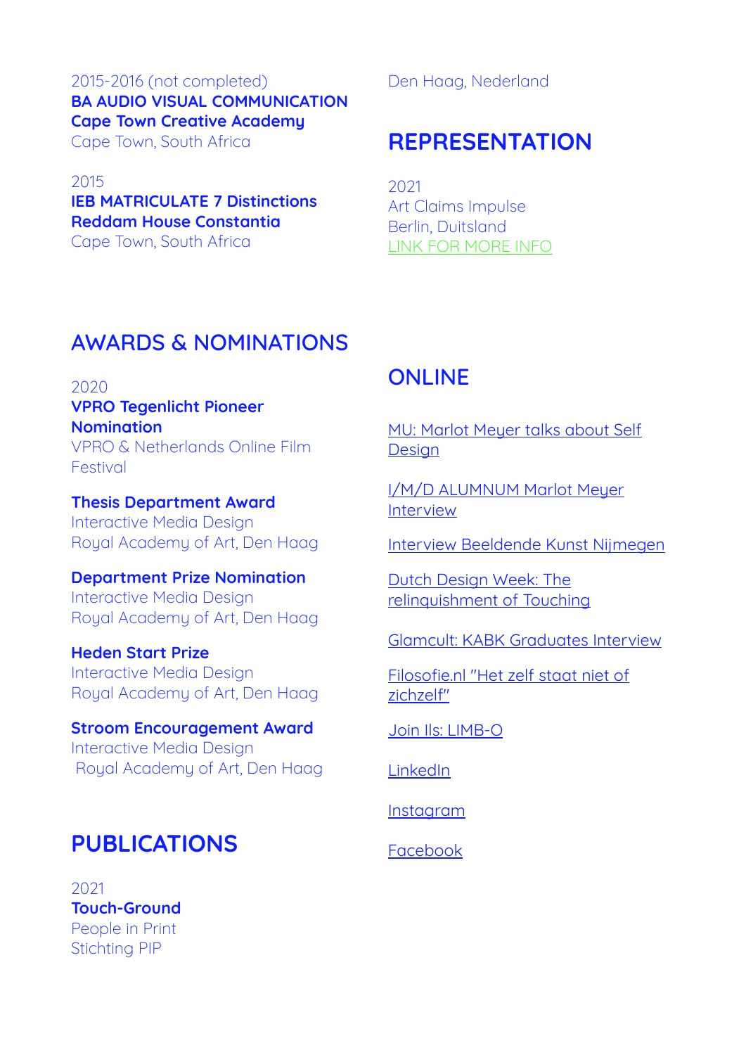2015-2016 (not completed)
**BA AUDIO VISUAL COMMUNICATION**
**Cape Town Creative Academy**
Cape Town, South Africa

2015
**IEB MATRICULATE 7 Distinctions**
**Reddam House Constantia**
Cape Town, South Africa

## AWARDS & NOMINATIONS

2020
**VPRO Tegenlicht Pioneer Nomination**
VPRO & Netherlands Online Film Festival

**Thesis Department Award**
Interactive Media Design
Royal Academy of Art, Den Haag

**Department Prize Nomination**
Interactive Media Design
Royal Academy of Art, Den Haag

**Heden Start Prize**
Interactive Media Design
Royal Academy of Art, Den Haag

**Stroom Encouragement Award**
Interactive Media Design
Royal Academy of Art, Den Haag

## PUBLICATIONS

2021
**Touch-Ground**
People in Print
Stichting PIP

Den Haag, Nederland

## REPRESENTATION

2021
Art Claims Impulse
Berlin, Duitsland
LINK FOR MORE INFO

## ONLINE

MU: Marlot Meyer talks about Self Design

I/M/D ALUMNUM Marlot Meyer Interview

Interview Beeldende Kunst Nijmegen

Dutch Design Week: The relinquishment of Touching

Glamcult: KABK Graduates Interview

Filosofie.nl "Het zelf staat niet of zichzelf"

Join Ils: LIMB-O

LinkedIn

Instagram

Facebook